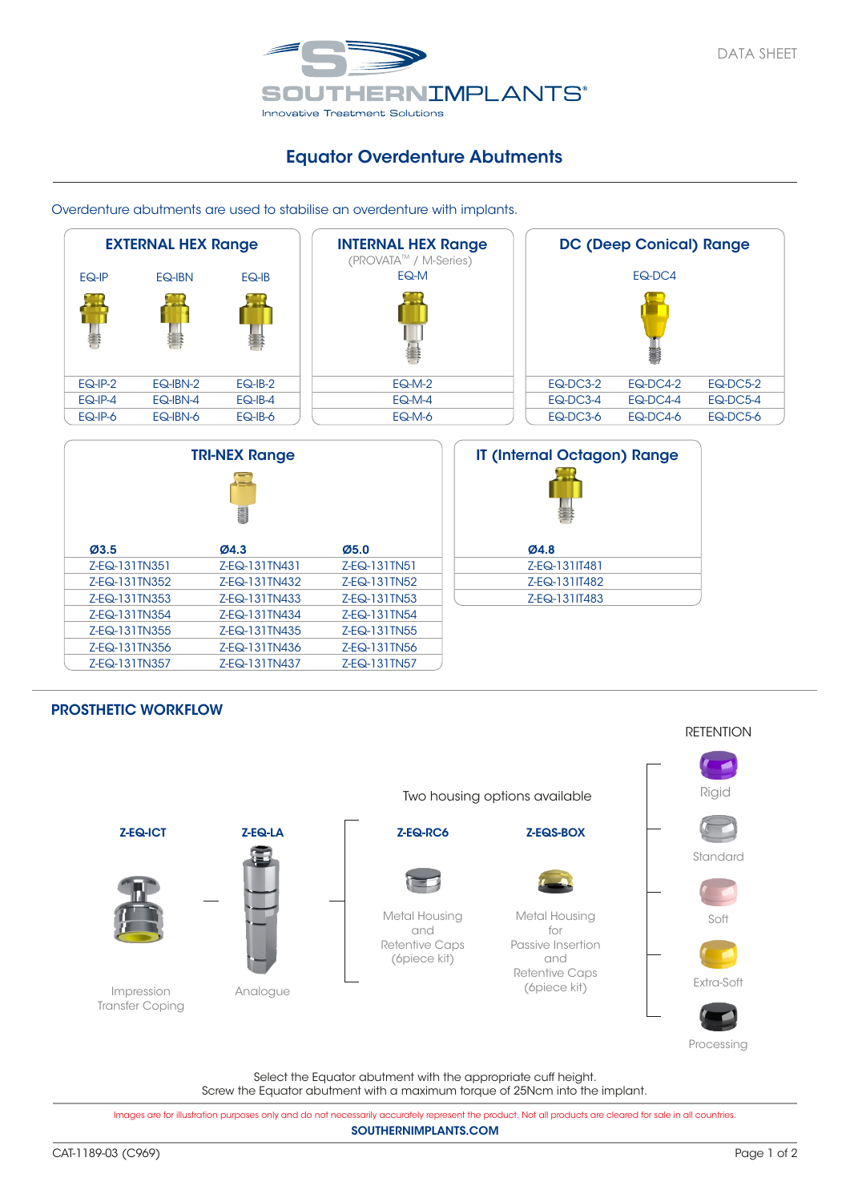DATA SHEET

SOUTHERNIMPLANTS®
Innovative Treatment Solutions

# Equator Overdenture Abutments

Overdenture abutments are used to stabilise an overdenture with implants.

## EXTERNAL HEX Range

| EQ-IP | EQ-IBN | EQ-IB |
|---|---|---|
| EQ-IP-2 | EQ-IBN-2 | EQ-IB-2 |
| EQ-IP-4 | EQ-IBN-4 | EQ-IB-4 |
| EQ-IP-6 | EQ-IBN-6 | EQ-IB-6 |

## INTERNAL HEX Range

(PROVATA™ / M-Series)

| EQ-M |
|---|
| EQ-M-2 |
| EQ-M-4 |
| EQ-M-6 |

## DC (Deep Conical) Range

EQ-DC4

| | | |
|---|---|---|
| EQ-DC3-2 | EQ-DC4-2 | EQ-DC5-2 |
| EQ-DC3-4 | EQ-DC4-4 | EQ-DC5-4 |
| EQ-DC3-6 | EQ-DC4-6 | EQ-DC5-6 |

## TRI-NEX Range

| Ø3.5 | Ø4.3 | Ø5.0 |
|---|---|---|
| Z-EQ-131TN351 | Z-EQ-131TN431 | Z-EQ-131TN51 |
| Z-EQ-131TN352 | Z-EQ-131TN432 | Z-EQ-131TN52 |
| Z-EQ-131TN353 | Z-EQ-131TN433 | Z-EQ-131TN53 |
| Z-EQ-131TN354 | Z-EQ-131TN434 | Z-EQ-131TN54 |
| Z-EQ-131TN355 | Z-EQ-131TN435 | Z-EQ-131TN55 |
| Z-EQ-131TN356 | Z-EQ-131TN436 | Z-EQ-131TN56 |
| Z-EQ-131TN357 | Z-EQ-131TN437 | Z-EQ-131TN57 |

## IT (Internal Octagon) Range

| Ø4.8 |
|---|
| Z-EQ-131IT481 |
| Z-EQ-131IT482 |
| Z-EQ-131IT483 |

## PROSTHETIC WORKFLOW

**Z-EQ-ICT** – Impression Transfer Coping

**Z-EQ-LA** – Analogue

Two housing options available

**Z-EQ-RC6** – Metal Housing and Retentive Caps (6piece kit)

**Z-EQS-BOX** – Metal Housing for Passive Insertion and Retentive Caps (6piece kit)

RETENTION

- Rigid
- Standard
- Soft
- Extra-Soft
- Processing

Select the Equator abutment with the appropriate cuff height.
Screw the Equator abutment with a maximum torque of 25Ncm into the implant.

Images are for illustration purposes only and do not necessarily accurately represent the product. Not all products are cleared for sale in all countries.

**SOUTHERNIMPLANTS.COM**

CAT-1189-03 (C969)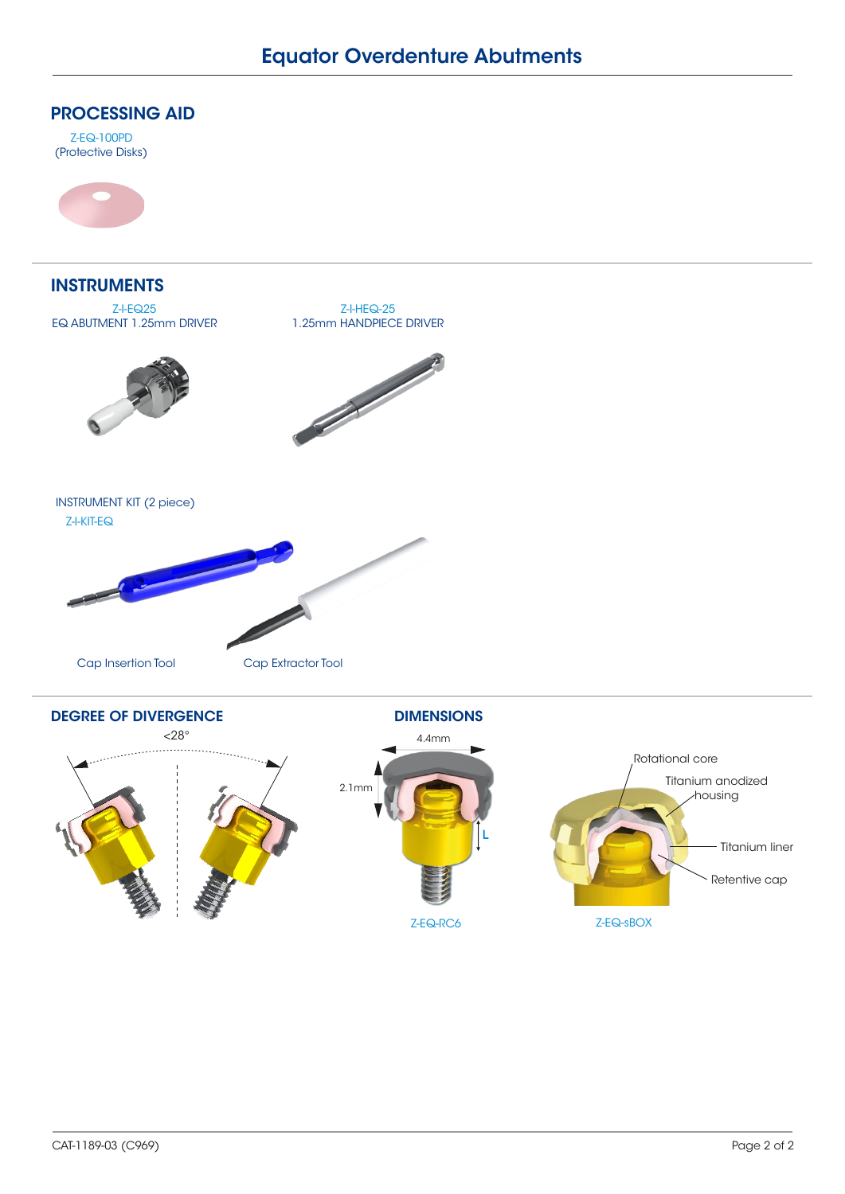# Equator Overdenture Abutments

## PROCESSING AID

Z-EQ-100PD
(Protective Disks)

## INSTRUMENTS

Z-I-EQ25
EQ ABUTMENT 1.25mm DRIVER

Z-I-HEQ-25
1.25mm HANDPIECE DRIVER

INSTRUMENT KIT (2 piece)
Z-I-KIT-EQ

Cap Insertion Tool

Cap Extractor Tool

## DEGREE OF DIVERGENCE

<28°

## DIMENSIONS

4.4mm

2.1mm

L

Z-EQ-RC6

Rotational core

Titanium anodized housing

Titanium liner

Retentive cap

Z-EQ-sBOX

CAT-1189-03 (C969)